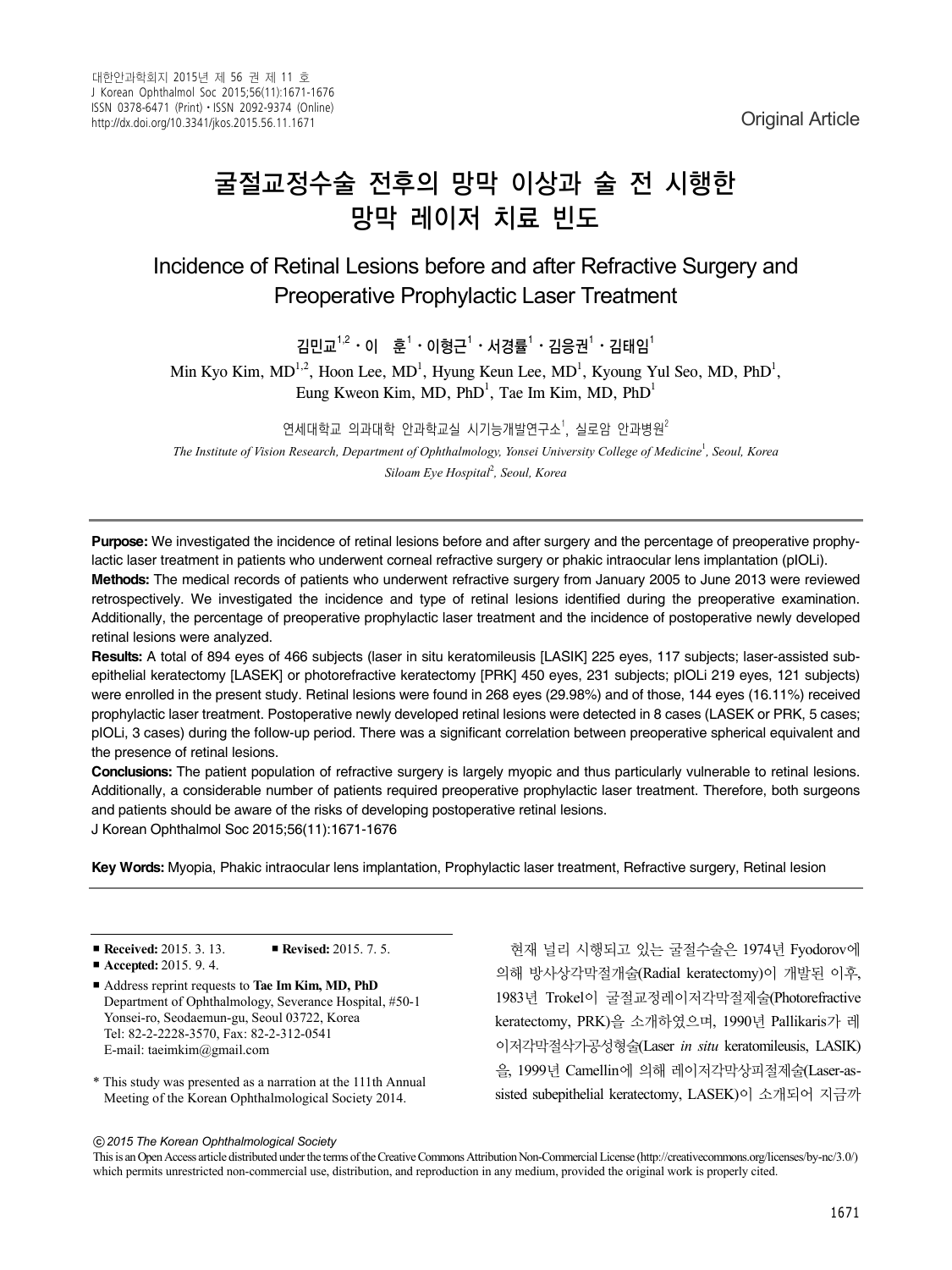Original Article

# 굴절교정수술 전후의 망막 이상과 술 전 시행한 망막 레이저 치료 빈도

## Incidence of Retinal Lesions before and after Refractive Surgery and Preoperative Prophylactic Laser Treatment

김민교[1,2] · 이 훈[1] · 이형근[1] · 서경률[1] · 김응권[1] · 김태임[1]

Min Kyo Kim, MD[1,2], Hoon Lee, MD[1], Hyung Keun Lee, MD[1], Kyoung Yul Seo, MD, PhD[1], Eung Kweon Kim, MD, PhD[1], Tae Im Kim, MD, PhD[1]

연세대학교 의과대학 안과학교실 시기능개발연구소[1], 실로암 안과병원[2]

*The Institute of Vision Research, Department of Ophthalmology, Yonsei University College of Medicine[1], Seoul, Korea*
*Siloam Eye Hospital[2], Seoul, Korea*

---

**Purpose:** We investigated the incidence of retinal lesions before and after surgery and the percentage of preoperative prophylactic laser treatment in patients who underwent corneal refractive surgery or phakic intraocular lens implantation (pIOLi).

**Methods:** The medical records of patients who underwent refractive surgery from January 2005 to June 2013 were reviewed retrospectively. We investigated the incidence and type of retinal lesions identified during the preoperative examination. Additionally, the percentage of preoperative prophylactic laser treatment and the incidence of postoperative newly developed retinal lesions were analyzed.

**Results:** A total of 894 eyes of 466 subjects (laser in situ keratomileusis [LASIK] 225 eyes, 117 subjects; laser-assisted subepithelial keratectomy [LASEK] or photorefractive keratectomy [PRK] 450 eyes, 231 subjects; pIOLi 219 eyes, 121 subjects) were enrolled in the present study. Retinal lesions were found in 268 eyes (29.98%) and of those, 144 eyes (16.11%) received prophylactic laser treatment. Postoperative newly developed retinal lesions were detected in 8 cases (LASEK or PRK, 5 cases; pIOLi, 3 cases) during the follow-up period. There was a significant correlation between preoperative spherical equivalent and the presence of retinal lesions.

**Conclusions:** The patient population of refractive surgery is largely myopic and thus particularly vulnerable to retinal lesions. Additionally, a considerable number of patients required preoperative prophylactic laser treatment. Therefore, both surgeons and patients should be aware of the risks of developing postoperative retinal lesions.

J Korean Ophthalmol Soc 2015;56(11):1671-1676

**Key Words:** Myopia, Phakic intraocular lens implantation, Prophylactic laser treatment, Refractive surgery, Retinal lesion

---

- **Received:** 2015. 3. 13.  ■ **Revised:** 2015. 7. 5.
- **Accepted:** 2015. 9. 4.

- Address reprint requests to **Tae Im Kim, MD, PhD**
  Department of Ophthalmology, Severance Hospital, #50-1 Yonsei-ro, Seodaemun-gu, Seoul 03722, Korea
  Tel: 82-2-2228-3570, Fax: 82-2-312-0541
  E-mail: taeimkim@gmail.com

\* This study was presented as a narration at the 111th Annual Meeting of the Korean Ophthalmological Society 2014.

ⓒ *2015 The Korean Ophthalmological Society*

This is an Open Access article distributed under the terms of the Creative Commons Attribution Non-Commercial License (http://creativecommons.org/licenses/by-nc/3.0/) which permits unrestricted non-commercial use, distribution, and reproduction in any medium, provided the original work is properly cited.

현재 널리 시행되고 있는 굴절수술은 1974년 Fyodorov에 의해 방사상각막절개술(Radial keratectomy)이 개발된 이후, 1983년 Trokel이 굴절교정레이저각막절제술(Photorefractive keratectomy, PRK)을 소개하였으며, 1990년 Pallikaris가 레이저각막절삭가공성형술(Laser *in situ* keratomileusis, LASIK)을, 1999년 Camellin에 의해 레이저각막상피절제술(Laser-assisted subepithelial keratectomy, LASEK)이 소개되어 지금까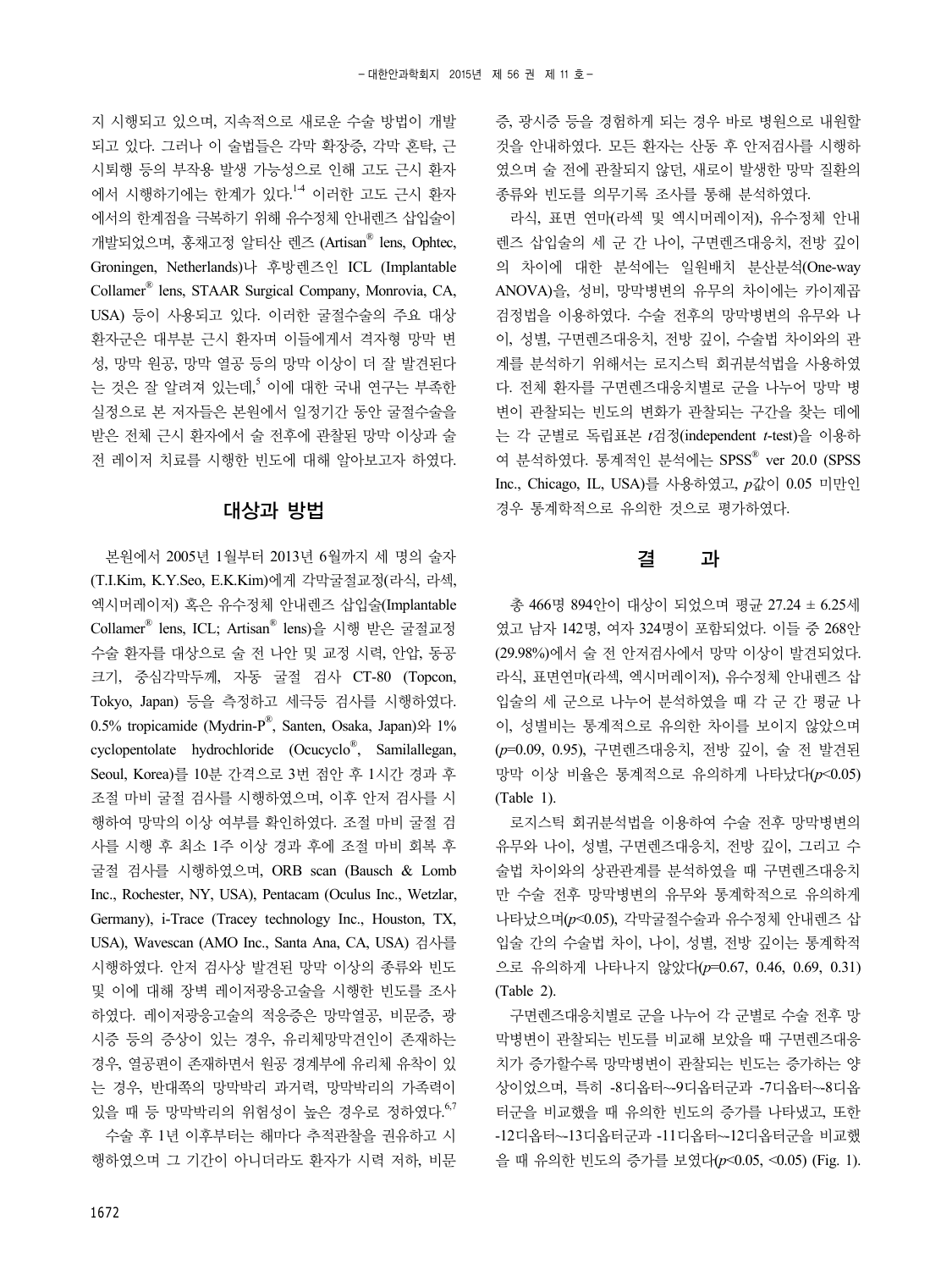지 시행되고 있으며, 지속적으로 새로운 수술 방법이 개발되고 있다. 그러나 이 술법들은 각막 확장증, 각막 혼탁, 근시퇴행 등의 부작용 발생 가능성으로 인해 고도 근시 환자에서 시행하기에는 한계가 있다.[1-4] 이러한 고도 근시 환자에서의 한계점을 극복하기 위해 유수정체 안내렌즈 삽입술이 개발되었으며, 홍채고정 알티산 렌즈 (Artisan® lens, Ophtec, Groningen, Netherlands)나 후방렌즈인 ICL (Implantable Collamer® lens, STAAR Surgical Company, Monrovia, CA, USA) 등이 사용되고 있다. 이러한 굴절수술의 주요 대상 환자군은 대부분 근시 환자며 이들에게서 격자형 망막 변성, 망막 원공, 망막 열공 등의 망막 이상이 더 잘 발견된다는 것은 잘 알려져 있는데,[5] 이에 대한 국내 연구는 부족한 실정으로 본 저자들은 본원에서 일정기간 동안 굴절수술을 받은 전체 근시 환자에서 술 전후에 관찰된 망막 이상과 술 전 레이저 치료를 시행한 빈도에 대해 알아보고자 하였다.

## 대상과 방법

본원에서 2005년 1월부터 2013년 6월까지 세 명의 술자(T.I.Kim, K.Y.Seo, E.K.Kim)에게 각막굴절교정(라식, 라섹, 엑시머레이저) 혹은 유수정체 안내렌즈 삽입술(Implantable Collamer® lens, ICL; Artisan® lens)을 시행 받은 굴절교정 수술 환자를 대상으로 술 전 나안 및 교정 시력, 안압, 동공크기, 중심각막두께, 자동 굴절 검사 CT-80 (Topcon, Tokyo, Japan) 등을 측정하고 세극등 검사를 시행하였다. 0.5% tropicamide (Mydrin-P®, Santen, Osaka, Japan)와 1% cyclopentolate hydrochloride (Ocucyclo®, Samilallegan, Seoul, Korea)를 10분 간격으로 3번 점안 후 1시간 경과 후 조절 마비 굴절 검사를 시행하였으며, 이후 안저 검사를 시행하여 망막의 이상 여부를 확인하였다. 조절 마비 굴절 검사를 시행 후 최소 1주 이상 경과 후에 조절 마비 회복 후 굴절 검사를 시행하였으며, ORB scan (Bausch & Lomb Inc., Rochester, NY, USA), Pentacam (Oculus Inc., Wetzlar, Germany), i-Trace (Tracey technology Inc., Houston, TX, USA), Wavescan (AMO Inc., Santa Ana, CA, USA) 검사를 시행하였다. 안저 검사상 발견된 망막 이상의 종류와 빈도 및 이에 대해 장벽 레이저광응고술을 시행한 빈도를 조사하였다. 레이저광응고술의 적응증은 망막열공, 비문증, 광시증 등의 증상이 있는 경우, 유리체망막견인이 존재하는 경우, 열공편이 존재하면서 원공 경계부에 유리체 유착이 있는 경우, 반대쪽의 망막박리 과거력, 망막박리의 가족력이 있을 때 등 망막박리의 위험성이 높은 경우로 정하였다.[6,7]

수술 후 1년 이후부터는 해마다 추적관찰을 권유하고 시행하였으며 그 기간이 아니더라도 환자가 시력 저하, 비문증, 광시증 등을 경험하게 되는 경우 바로 병원으로 내원할 것을 안내하였다. 모든 환자는 산동 후 안저검사를 시행하였으며 술 전에 관찰되지 않던, 새로이 발생한 망막 질환의 종류와 빈도를 의무기록 조사를 통해 분석하였다.

라식, 표면 연마(라섹 및 엑시머레이저), 유수정체 안내렌즈 삽입술의 세 군 간 나이, 구면렌즈대응치, 전방 깊이의 차이에 대한 분석에는 일원배치 분산분석(One-way ANOVA)을, 성비, 망막병변의 유무의 차이에는 카이제곱 검정법을 이용하였다. 수술 전후의 망막병변의 유무와 나이, 성별, 구면렌즈대응치, 전방 깊이, 수술법 차이와의 관계를 분석하기 위해서는 로지스틱 회귀분석법을 사용하였다. 전체 환자를 구면렌즈대응치별로 군을 나누어 망막 병변이 관찰되는 빈도의 변화가 관찰되는 구간을 찾는 데에는 각 군별로 독립표본 *t*검정(independent *t*-test)을 이용하여 분석하였다. 통계적인 분석에는 SPSS® ver 20.0 (SPSS Inc., Chicago, IL, USA)를 사용하였고, *p*값이 0.05 미만인 경우 통계학적으로 유의한 것으로 평가하였다.

## 결 과

총 466명 894안이 대상이 되었으며 평균 27.24 ± 6.25세였고 남자 142명, 여자 324명이 포함되었다. 이들 중 268안 (29.98%)에서 술 전 안저검사에서 망막 이상이 발견되었다. 라식, 표면연마(라섹, 엑시머레이저), 유수정체 안내렌즈 삽입술의 세 군으로 나누어 분석하였을 때 각 군 간 평균 나이, 성별비는 통계적으로 유의한 차이를 보이지 않았으며 ($p$=0.09, 0.95), 구면렌즈대응치, 전방 깊이, 술 전 발견된 망막 이상 비율은 통계적으로 유의하게 나타났다($p$<0.05) (Table 1).

로지스틱 회귀분석법을 이용하여 수술 전후 망막병변의 유무와 나이, 성별, 구면렌즈대응치, 전방 깊이, 그리고 수술법 차이와의 상관관계를 분석하였을 때 구면렌즈대응치만 수술 전후 망막병변의 유무와 통계학적으로 유의하게 나타났으며($p$<0.05), 각막굴절수술과 유수정체 안내렌즈 삽입술 간의 수술법 차이, 나이, 성별, 전방 깊이는 통계학적으로 유의하게 나타나지 않았다($p$=0.67, 0.46, 0.69, 0.31) (Table 2).

구면렌즈대응치별로 군을 나누어 각 군별로 수술 전후 망막병변이 관찰되는 빈도를 비교해 보았을 때 구면렌즈대응치가 증가할수록 망막병변이 관찰되는 빈도는 증가하는 양상이었으며, 특히 -8디옵터~-9디옵터군과 -7디옵터~-8디옵터군을 비교했을 때 유의한 빈도의 증가를 나타냈고, 또한 -12디옵터~-13디옵터군과 -11디옵터~-12디옵터군을 비교했을 때 유의한 빈도의 증가를 보였다($p$<0.05, <0.05) (Fig. 1).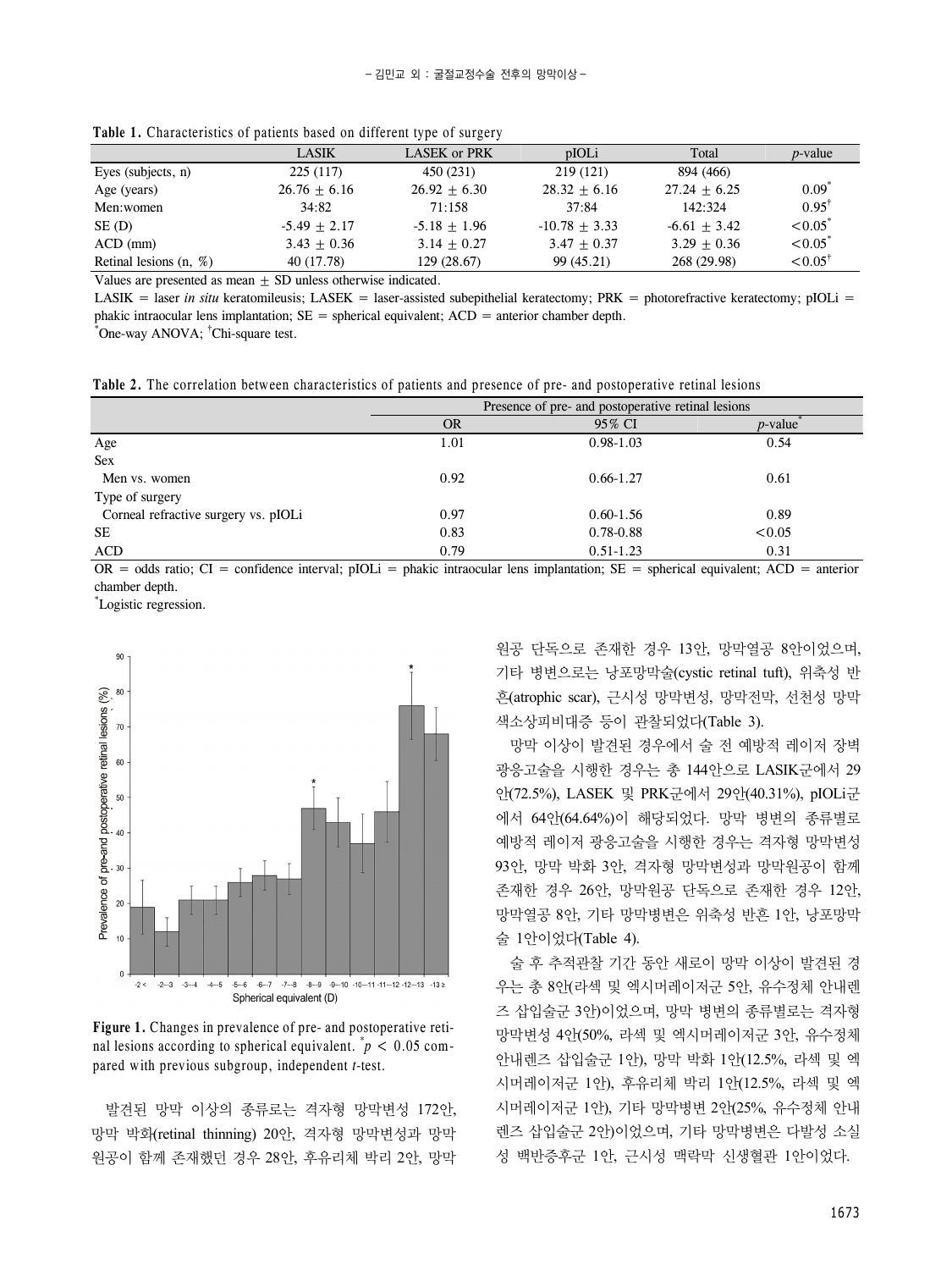**Table 1.** Characteristics of patients based on different type of surgery

| | LASIK | LASEK or PRK | pIOLi | Total | *p*-value |
|---|---|---|---|---|---|
| Eyes (subjects, n) | 225 (117) | 450 (231) | 219 (121) | 894 (466) | |
| Age (years) | 26.76 ± 6.16 | 26.92 ± 6.30 | 28.32 ± 6.16 | 27.24 ± 6.25 | 0.09* |
| Men:women | 34:82 | 71:158 | 37:84 | 142:324 | 0.95† |
| SE (D) | -5.49 ± 2.17 | -5.18 ± 1.96 | -10.78 ± 3.33 | -6.61 ± 3.42 | <0.05* |
| ACD (mm) | 3.43 ± 0.36 | 3.14 ± 0.27 | 3.47 ± 0.37 | 3.29 ± 0.36 | <0.05* |
| Retinal lesions (n, %) | 40 (17.78) | 129 (28.67) | 99 (45.21) | 268 (29.98) | <0.05† |

Values are presented as mean ± SD unless otherwise indicated.

LASIK = laser *in situ* keratomileusis; LASEK = laser-assisted subepithelial keratectomy; PRK = photorefractive keratectomy; pIOLi = phakic intraocular lens implantation; SE = spherical equivalent; ACD = anterior chamber depth.

*One-way ANOVA; †Chi-square test.

**Table 2.** The correlation between characteristics of patients and presence of pre- and postoperative retinal lesions

| | Presence of pre- and postoperative retinal lesions | | |
|---|---|---|---|
| | OR | 95% CI | *p*-value* |
| Age | 1.01 | 0.98-1.03 | 0.54 |
| Sex | | | |
| Men vs. women | 0.92 | 0.66-1.27 | 0.61 |
| Type of surgery | | | |
| Corneal refractive surgery vs. pIOLi | 0.97 | 0.60-1.56 | 0.89 |
| SE | 0.83 | 0.78-0.88 | <0.05 |
| ACD | 0.79 | 0.51-1.23 | 0.31 |

OR = odds ratio; CI = confidence interval; pIOLi = phakic intraocular lens implantation; SE = spherical equivalent; ACD = anterior chamber depth.

*Logistic regression.

**Figure 1.** Changes in prevalence of pre- and postoperative retinal lesions according to spherical equivalent. *$p < 0.05$ compared with previous subgroup, independent *t*-test.

발견된 망막 이상의 종류로는 격자형 망막변성 172안, 망막 박화(retinal thinning) 20안, 격자형 망막변성과 망막원공이 함께 존재했던 경우 28안, 후유리체 박리 2안, 망막원공 단독으로 존재한 경우 13안, 망막열공 8안이었으며, 기타 병변으로는 낭포망막술(cystic retinal tuft), 위축성 반흔(atrophic scar), 근시성 망막변성, 망막전막, 선천성 망막색소상피비대증 등이 관찰되었다(Table 3).

망막 이상이 발견된 경우에서 술 전 예방적 레이저 장벽광응고술을 시행한 경우는 총 144안으로 LASIK군에서 29안(72.5%), LASEK 및 PRK군에서 29안(40.31%), pIOLi군에서 64안(64.64%)이 해당되었다. 망막 병변의 종류별로 예방적 레이저 광응고술을 시행한 경우는 격자형 망막변성 93안, 망막 박화 3안, 격자형 망막변성과 망막원공이 함께 존재한 경우 26안, 망막원공 단독으로 존재한 경우 12안, 망막열공 8안, 기타 망막병변은 위축성 반흔 1안, 낭포망막술 1안이었다(Table 4).

술 후 추적관찰 기간 동안 새로이 망막 이상이 발견된 경우는 총 8안(라섹 및 엑시머레이저군 5안, 유수정체 안내렌즈 삽입술군 3안)이었으며, 망막 병변의 종류별로는 격자형 망막변성 4안(50%, 라섹 및 엑시머레이저군 3안, 유수정체 안내렌즈 삽입술군 1안), 망막 박화 1안(12.5%, 라섹 및 엑시머레이저군 1안), 후유리체 박리 1안(12.5%, 라섹 및 엑시머레이저군 1안), 기타 망막병변 2안(25%, 유수정체 안내렌즈 삽입술군 2안)이었으며, 기타 망막병변은 다발성 소실성 백반증후군 1안, 근시성 맥락막 신생혈관 1안이었다.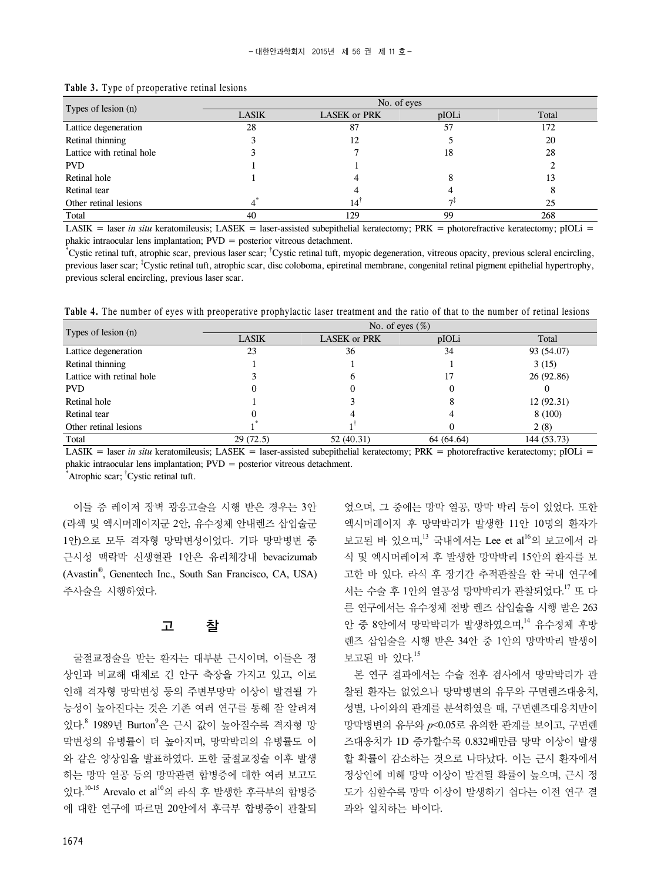**Table 3.** Type of preoperative retinal lesions

| Types of lesion (n) | No. of eyes | | | |
|---|---|---|---|---|
| | LASIK | LASEK or PRK | pIOLi | Total |
| Lattice degeneration | 28 | 87 | 57 | 172 |
| Retinal thinning | 3 | 12 | 5 | 20 |
| Lattice with retinal hole | 3 | 7 | 18 | 28 |
| PVD | 1 | 1 | | 2 |
| Retinal hole | 1 | 4 | 8 | 13 |
| Retinal tear | | 4 | 4 | 8 |
| Other retinal lesions | 4* | 14† | 7‡ | 25 |
| Total | 40 | 129 | 99 | 268 |

LASIK = laser *in situ* keratomileusis; LASEK = laser-assisted subepithelial keratectomy; PRK = photorefractive keratectomy; pIOLi = phakic intraocular lens implantation; PVD = posterior vitreous detachment.
*Cystic retinal tuft, atrophic scar, previous laser scar; †Cystic retinal tuft, myopic degeneration, vitreous opacity, previous scleral encircling, previous laser scar; ‡Cystic retinal tuft, atrophic scar, disc coloboma, epiretinal membrane, congenital retinal pigment epithelial hypertrophy, previous scleral encircling, previous laser scar.

**Table 4.** The number of eyes with preoperative prophylactic laser treatment and the ratio of that to the number of retinal lesions

| Types of lesion (n) | No. of eyes (%) | | | |
|---|---|---|---|---|
| | LASIK | LASEK or PRK | pIOLi | Total |
| Lattice degeneration | 23 | 36 | 34 | 93 (54.07) |
| Retinal thinning | 1 | 1 | 1 | 3 (15) |
| Lattice with retinal hole | 3 | 6 | 17 | 26 (92.86) |
| PVD | 0 | 0 | 0 | 0 |
| Retinal hole | 1 | 3 | 8 | 12 (92.31) |
| Retinal tear | 0 | 4 | 4 | 8 (100) |
| Other retinal lesions | 1* | 1† | 0 | 2 (8) |
| Total | 29 (72.5) | 52 (40.31) | 64 (64.64) | 144 (53.73) |

LASIK = laser *in situ* keratomileusis; LASEK = laser-assisted subepithelial keratectomy; PRK = photorefractive keratectomy; pIOLi = phakic intraocular lens implantation; PVD = posterior vitreous detachment.
*Atrophic scar; †Cystic retinal tuft.

이들 중 레이저 장벽 광응고술을 시행 받은 경우는 3안(라섹 및 엑시머레이저군 2안, 유수정체 안내렌즈 삽입술군 1안)으로 모두 격자형 망막변성이었다. 기타 망막병변 중 근시성 맥락막 신생혈관 1안은 유리체강내 bevacizumab (Avastin®, Genentech Inc., South San Francisco, CA, USA) 주사술을 시행하였다.

## 고 찰

굴절교정술을 받는 환자는 대부분 근시이며, 이들은 정상인과 비교해 대체로 긴 안구 축장을 가지고 있고, 이로 인해 격자형 망막변성 등의 주변부망막 이상이 발견될 가능성이 높아진다는 것은 기존 여러 연구를 통해 잘 알려져 있다.[8] 1989년 Burton[9]은 근시 값이 높아질수록 격자형 망막변성의 유병률이 더 높아지며, 망막박리의 유병률도 이와 같은 양상임을 발표하였다. 또한 굴절교정술 이후 발생하는 망막 열공 등의 망막관련 합병증에 대한 여러 보고도 있다.[10-15] Arevalo et al[10]의 라식 후 발생한 후극부의 합병증에 대한 연구에 따르면 20안에서 후극부 합병증이 관찰되었으며, 그 중에는 망막 열공, 망막 박리 등이 있었다. 또한 엑시머레이저 후 망막박리가 발생한 11안 10명의 환자가 보고된 바 있으며,[13] 국내에서는 Lee et al[16]의 보고에서 라식 및 엑시머레이저 후 발생한 망막박리 15안의 환자를 보고한 바 있다. 라식 후 장기간 추적관찰을 한 국내 연구에서는 수술 후 1안의 열공성 망막박리가 관찰되었다.[17] 또 다른 연구에서는 유수정체 전방 렌즈 삽입술을 시행 받은 263안 중 8안에서 망막박리가 발생하였으며,[14] 유수정체 후방렌즈 삽입술을 시행 받은 34안 중 1안의 망막박리 발생이 보고된 바 있다.[15]

본 연구 결과에서는 수술 전후 검사에서 망막박리가 관찰된 환자는 없었으나 망막병변의 유무와 구면렌즈대응치, 성별, 나이와의 관계를 분석하였을 때, 구면렌즈대응치만이 망막병변의 유무와 $p<0.05$로 유의한 관계를 보이고, 구면렌즈대응치가 1D 증가할수록 0.832배만큼 망막 이상이 발생할 확률이 감소하는 것으로 나타났다. 이는 근시 환자에서 정상인에 비해 망막 이상이 발견될 확률이 높으며, 근시 정도가 심할수록 망막 이상이 발생하기 쉽다는 이전 연구 결과와 일치하는 바이다.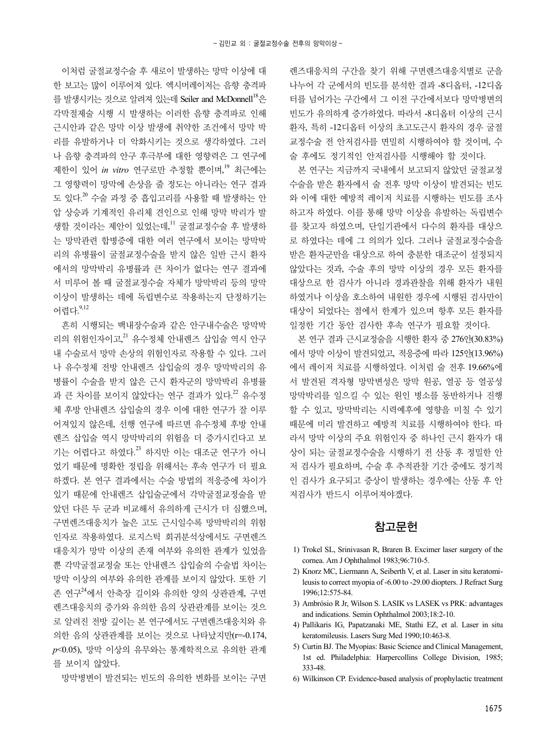이처럼 굴절교정수술 후 새로이 발생하는 망막 이상에 대한 보고는 많이 이루어져 있다. 엑시머레이저는 음향 충격파를 발생시키는 것으로 알려져 있는데 Seiler and McDonnell[18]은 각막절제술 시행 시 발생하는 이러한 음향 충격파로 인해 근시안과 같은 망막 이상 발생에 취약한 조건에서 망막 박리를 유발하거나 더 악화시키는 것으로 생각하였다. 그러나 음향 충격파의 안구 후극부에 대한 영향력은 그 연구에 제한이 있어 *in vitro* 연구로만 추정할 뿐이며,[19] 최근에는 그 영향력이 망막에 손상을 줄 정도는 아니라는 연구 결과도 있다.[20] 수술 과정 중 흡입고리를 사용할 때 발생하는 안압 상승과 기계적인 유리체 견인으로 인해 망막 박리가 발생할 것이라는 제안이 있었는데,[11] 굴절교정수술 후 발생하는 망막관련 합병증에 대한 여러 연구에서 보이는 망막박리의 유병률이 굴절교정수술을 받지 않은 일반 근시 환자에서의 망막박리 유병률과 큰 차이가 없다는 연구 결과에서 미루어 볼 때 굴절교정수술 자체가 망막박리 등의 망막 이상이 발생하는 데에 독립변수로 작용하는지 단정하기는 어렵다.[9,12]

흔히 시행되는 백내장수술과 같은 안구내수술은 망막박리의 위험인자이고,[21] 유수정체 안내렌즈 삽입술 역시 안구내 수술로서 망막 손상의 위험인자로 작용할 수 있다. 그러나 유수정체 전방 안내렌즈 삽입술의 경우 망막박리의 유병률이 수술을 받지 않은 근시 환자군의 망막박리 유병률과 큰 차이를 보이지 않았다는 연구 결과가 있다.[22] 유수정체 후방 안내렌즈 삽입술의 경우 이에 대한 연구가 잘 이루어져있지 않은데, 선행 연구에 따르면 유수정체 후방 안내렌즈 삽입술 역시 망막박리의 위험을 더 증가시킨다고 보기는 어렵다고 하였다.[23] 하지만 이는 대조군 연구가 아니었기 때문에 명확한 정립을 위해서는 후속 연구가 더 필요하겠다. 본 연구 결과에서는 수술 방법의 적응증에 차이가 있기 때문에 안내렌즈 삽입술군에서 각막굴절교정술을 받았던 다른 두 군과 비교해서 유의하게 근시가 더 심했으며, 구면렌즈대응치가 높은 고도 근시일수록 망막박리의 위험인자로 작용하였다. 로지스틱 회귀분석상에서도 구면렌즈대응치가 망막 이상의 존재 여부와 유의한 관계가 있었을 뿐 각막굴절교정술 또는 안내렌즈 삽입술의 수술법 차이는 망막 이상의 여부와 유의한 관계를 보이지 않았다. 또한 기존 연구[24]에서 안축장 길이와 유의한 양의 상관관계, 구면렌즈대응치의 증가와 유의한 음의 상관관계를 보이는 것으로 알려진 전방 깊이는 본 연구에서도 구면렌즈대응치와 유의한 음의 상관관계를 보이는 것으로 나타났지만($r=-0.174$, $p<0.05$), 망막 이상의 유무와는 통계학적으로 유의한 관계를 보이지 않았다.

망막병변이 발견되는 빈도의 유의한 변화를 보이는 구면렌즈대응치의 구간을 찾기 위해 구면렌즈대응치별로 군을 나누어 각 군에서의 빈도를 분석한 결과 -8디옵터, -12디옵터를 넘어가는 구간에서 그 이전 구간에서보다 망막병변의 빈도가 유의하게 증가하였다. 따라서 -8디옵터 이상의 근시 환자, 특히 -12디옵터 이상의 초고도근시 환자의 경우 굴절교정수술 전 안저검사를 면밀히 시행하여야 할 것이며, 수술 후에도 정기적인 안저검사를 시행해야 할 것이다.

본 연구는 지금까지 국내에서 보고되지 않았던 굴절교정수술을 받은 환자에서 술 전후 망막 이상이 발견되는 빈도와 이에 대한 예방적 레이저 치료를 시행하는 빈도를 조사하고자 하였다. 이를 통해 망막 이상을 유발하는 독립변수를 찾고자 하였으며, 단일기관에서 다수의 환자를 대상으로 하였다는 데에 그 의의가 있다. 그러나 굴절교정수술을 받은 환자군만을 대상으로 하여 충분한 대조군이 설정되지 않았다는 것과, 수술 후의 망막 이상의 경우 모든 환자를 대상으로 한 검사가 아니라 경과관찰을 위해 환자가 내원하였거나 이상을 호소하여 내원한 경우에 시행된 검사만이 대상이 되었다는 점에서 한계가 있으며 향후 모든 환자를 일정한 기간 동안 검사한 후속 연구가 필요할 것이다.

본 연구 결과 근시교정술을 시행한 환자 중 276안(30.83%)에서 망막 이상이 발견되었고, 적응증에 따라 125안(13.96%)에서 레이저 치료를 시행하였다. 이처럼 술 전후 19.66%에서 발견된 격자형 망막변성은 망막 원공, 열공 등 열공성 망막박리를 일으킬 수 있는 원인 병소를 동반하거나 진행할 수 있고, 망막박리는 시력예후에 영향을 미칠 수 있기 때문에 미리 발견하고 예방적 치료를 시행하여야 한다. 따라서 망막 이상의 주요 위험인자 중 하나인 근시 환자가 대상이 되는 굴절교정수술을 시행하기 전 산동 후 정밀한 안저 검사가 필요하며, 수술 후 추적관찰 기간 중에도 정기적인 검사가 요구되고 증상이 발생하는 경우에는 산동 후 안저검사가 반드시 이루어져야겠다.

## 참고문헌

1) Trokel SL, Srinivasan R, Braren B. Excimer laser surgery of the cornea. Am J Ophthalmol 1983;96:710-5.
2) Knorz MC, Liermann A, Seiberth V, et al. Laser in situ keratomileusis to correct myopia of -6.00 to -29.00 diopters. J Refract Surg 1996;12:575-84.
3) Ambrósio R Jr, Wilson S. LASIK vs LASEK vs PRK: advantages and indications. Semin Ophthalmol 2003;18:2-10.
4) Pallikaris IG, Papatzanaki ME, Stathi EZ, et al. Laser in situ keratomileusis. Lasers Surg Med 1990;10:463-8.
5) Curtin BJ. The Myopias: Basic Science and Clinical Management, 1st ed. Philadelphia: Harpercollins College Division, 1985; 333-48.
6) Wilkinson CP. Evidence-based analysis of prophylactic treatment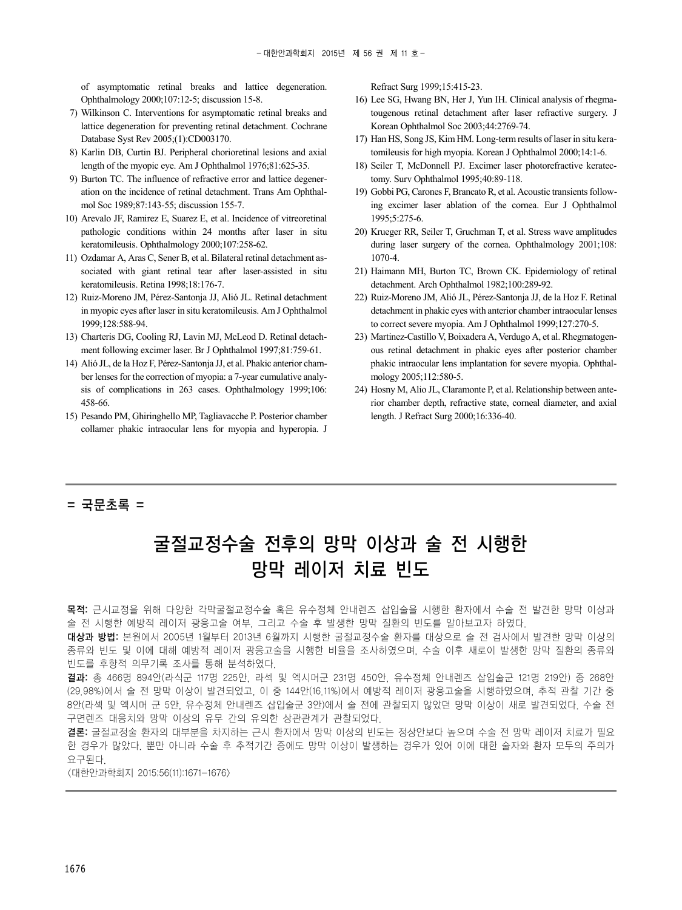of asymptomatic retinal breaks and lattice degeneration. Ophthalmology 2000;107:12-5; discussion 15-8.

7) Wilkinson C. Interventions for asymptomatic retinal breaks and lattice degeneration for preventing retinal detachment. Cochrane Database Syst Rev 2005;(1):CD003170.
8) Karlin DB, Curtin BJ. Peripheral chorioretinal lesions and axial length of the myopic eye. Am J Ophthalmol 1976;81:625-35.
9) Burton TC. The influence of refractive error and lattice degeneration on the incidence of retinal detachment. Trans Am Ophthalmol Soc 1989;87:143-55; discussion 155-7.
10) Arevalo JF, Ramirez E, Suarez E, et al. Incidence of vitreoretinal pathologic conditions within 24 months after laser in situ keratomileusis. Ophthalmology 2000;107:258-62.
11) Ozdamar A, Aras C, Sener B, et al. Bilateral retinal detachment associated with giant retinal tear after laser-assisted in situ keratomileusis. Retina 1998;18:176-7.
12) Ruiz-Moreno JM, Pérez-Santonja JJ, Alió JL. Retinal detachment in myopic eyes after laser in situ keratomileusis. Am J Ophthalmol 1999;128:588-94.
13) Charteris DG, Cooling RJ, Lavin MJ, McLeod D. Retinal detachment following excimer laser. Br J Ophthalmol 1997;81:759-61.
14) Alió JL, de la Hoz F, Pérez-Santonja JJ, et al. Phakic anterior chamber lenses for the correction of myopia: a 7-year cumulative analysis of complications in 263 cases. Ophthalmology 1999;106:458-66.
15) Pesando PM, Ghiringhello MP, Tagliavacche P. Posterior chamber collamer phakic intraocular lens for myopia and hyperopia. J Refract Surg 1999;15:415-23.
16) Lee SG, Hwang BN, Her J, Yun IH. Clinical analysis of rhegmatougenous retinal detachment after laser refractive surgery. J Korean Ophthalmol Soc 2003;44:2769-74.
17) Han HS, Song JS, Kim HM. Long-term results of laser in situ keratomileusis for high myopia. Korean J Ophthalmol 2000;14:1-6.
18) Seiler T, McDonnell PJ. Excimer laser photorefractive keratectomy. Surv Ophthalmol 1995;40:89-118.
19) Gobbi PG, Carones F, Brancato R, et al. Acoustic transients following excimer laser ablation of the cornea. Eur J Ophthalmol 1995;5:275-6.
20) Krueger RR, Seiler T, Gruchman T, et al. Stress wave amplitudes during laser surgery of the cornea. Ophthalmology 2001;108:1070-4.
21) Haimann MH, Burton TC, Brown CK. Epidemiology of retinal detachment. Arch Ophthalmol 1982;100:289-92.
22) Ruiz-Moreno JM, Alió JL, Pérez-Santonja JJ, de la Hoz F. Retinal detachment in phakic eyes with anterior chamber intraocular lenses to correct severe myopia. Am J Ophthalmol 1999;127:270-5.
23) Martinez-Castillo V, Boixadera A, Verdugo A, et al. Rhegmatogenous retinal detachment in phakic eyes after posterior chamber phakic intraocular lens implantation for severe myopia. Ophthalmology 2005;112:580-5.
24) Hosny M, Alio JL, Claramonte P, et al. Relationship between anterior chamber depth, refractive state, corneal diameter, and axial length. J Refract Surg 2000;16:336-40.

## = 국문초록 =

# 굴절교정수술 전후의 망막 이상과 술 전 시행한 망막 레이저 치료 빈도

**목적:** 근시교정을 위해 다양한 각막굴절교정수술 혹은 유수정체 안내렌즈 삽입술을 시행한 환자에서 수술 전 발견한 망막 이상과 술 전 시행한 예방적 레이저 광응고술 여부, 그리고 수술 후 발생한 망막 질환의 빈도를 알아보고자 하였다.

**대상과 방법:** 본원에서 2005년 1월부터 2013년 6월까지 시행한 굴절교정수술 환자를 대상으로 술 전 검사에서 발견한 망막 이상의 종류와 빈도 및 이에 대해 예방적 레이저 광응고술을 시행한 비율을 조사하였으며, 수술 이후 새로이 발생한 망막 질환의 종류와 빈도를 후향적 의무기록 조사를 통해 분석하였다.

**결과:** 총 466명 894안(라식군 117명 225안, 라섹 및 엑시머군 231명 450안, 유수정체 안내렌즈 삽입술군 121명 219안) 중 268안(29.98%)에서 술 전 망막 이상이 발견되었고, 이 중 144안(16.11%)에서 예방적 레이저 광응고술을 시행하였으며, 추적 관찰 기간 중 8안(라섹 및 엑시머 군 5안, 유수정체 안내렌즈 삽입술군 3안)에서 술 전에 관찰되지 않았던 망막 이상이 새로 발견되었다. 수술 전 구면렌즈 대응치와 망막 이상의 유무 간의 유의한 상관관계가 관찰되었다.

**결론:** 굴절교정술 환자의 대부분을 차지하는 근시 환자에서 망막 이상의 빈도는 정상안보다 높으며 수술 전 망막 레이저 치료가 필요한 경우가 많았다. 뿐만 아니라 수술 후 추적기간 중에도 망막 이상이 발생하는 경우가 있어 이에 대한 술자와 환자 모두의 주의가 요구된다.

〈대한안과학회지 2015;56(11):1671-1676〉